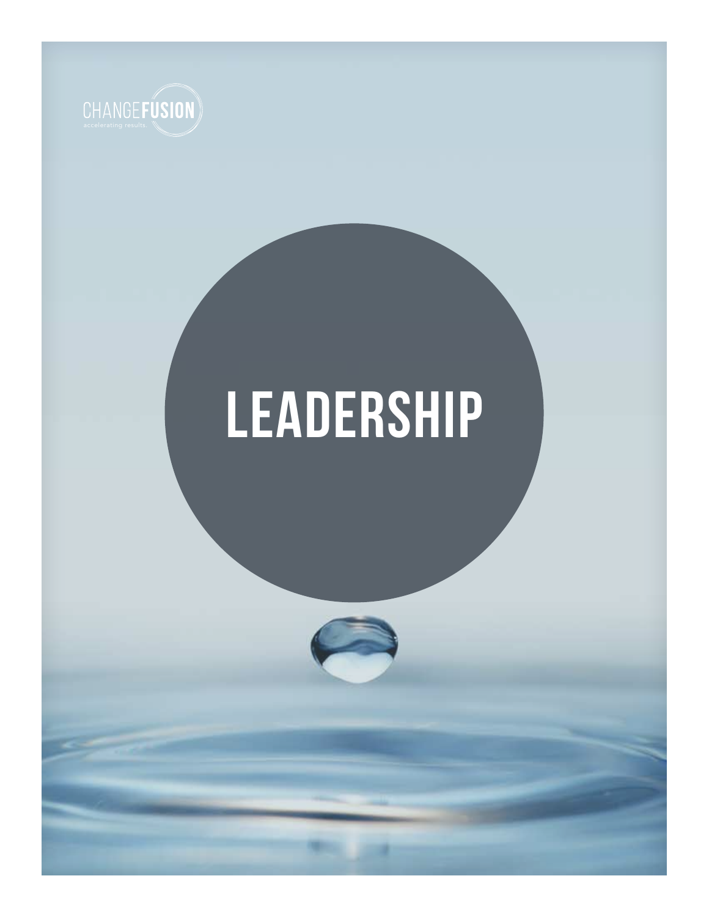CHANGEFUSION
accelerating results.

# LEADERSHIP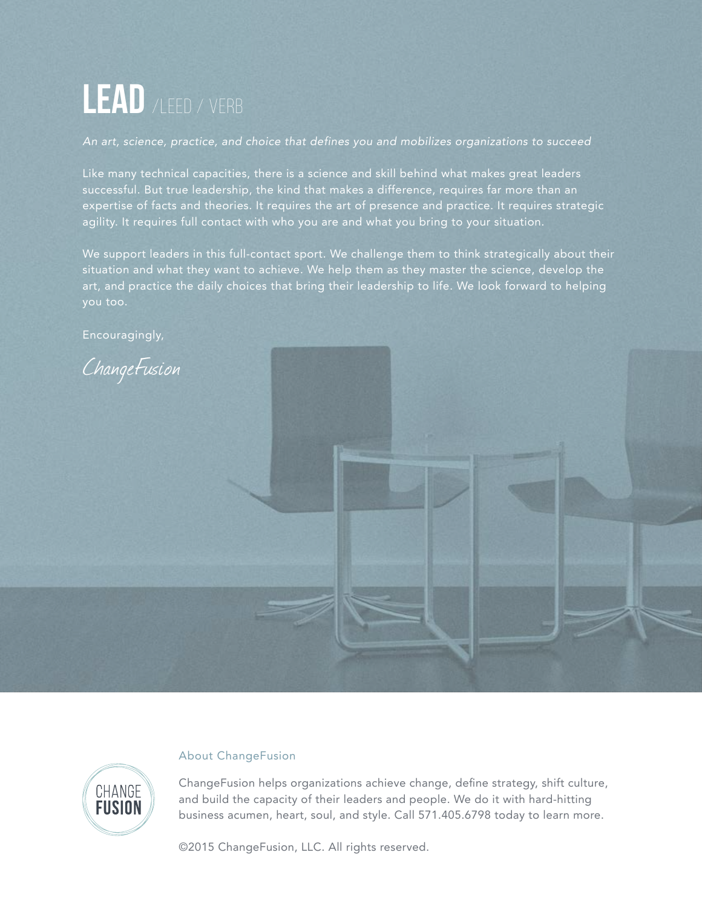# LEAD /LEED / VERB

*An art, science, practice, and choice that defines you and mobilizes organizations to succeed*

Like many technical capacities, there is a science and skill behind what makes great leaders successful. But true leadership, the kind that makes a difference, requires far more than an expertise of facts and theories. It requires the art of presence and practice. It requires strategic agility. It requires full contact with who you are and what you bring to your situation.

We support leaders in this full-contact sport. We challenge them to think strategically about their situation and what they want to achieve. We help them as they master the science, develop the art, and practice the daily choices that bring their leadership to life. We look forward to helping you too.

Encouragingly,

*ChangeFusion*

CHANGE FUSION

### About ChangeFusion

ChangeFusion helps organizations achieve change, define strategy, shift culture, and build the capacity of their leaders and people. We do it with hard-hitting business acumen, heart, soul, and style. Call 571.405.6798 today to learn more.

©2015 ChangeFusion, LLC. All rights reserved.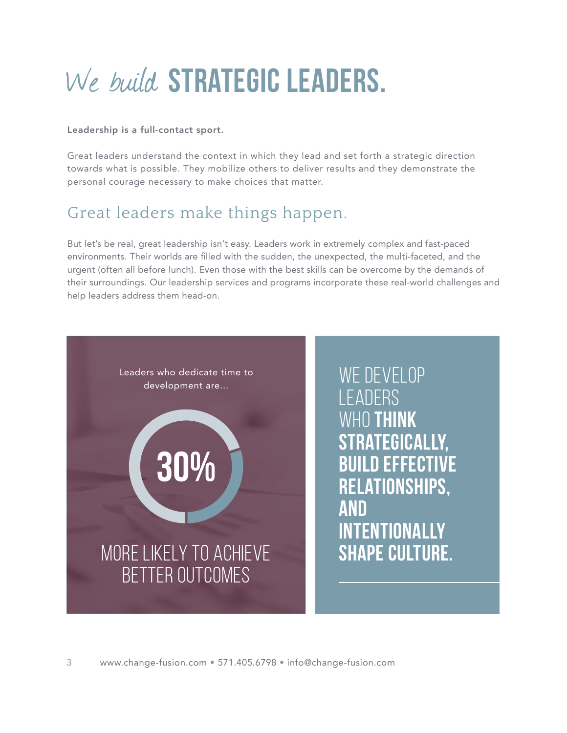# *We build* STRATEGIC LEADERS.

**Leadership is a full-contact sport.**

Great leaders understand the context in which they lead and set forth a strategic direction towards what is possible. They mobilize others to deliver results and they demonstrate the personal courage necessary to make choices that matter.

## Great leaders make things happen.

But let's be real, great leadership isn't easy. Leaders work in extremely complex and fast-paced environments. Their worlds are filled with the sudden, the unexpected, the multi-faceted, and the urgent (often all before lunch). Even those with the best skills can be overcome by the demands of their surroundings. Our leadership services and programs incorporate these real-world challenges and help leaders address them head-on.

Leaders who dedicate time to development are...

**30%**

MORE LIKELY TO ACHIEVE BETTER OUTCOMES

WE DEVELOP LEADERS WHO **THINK STRATEGICALLY, BUILD EFFECTIVE RELATIONSHIPS, AND INTENTIONALLY SHAPE CULTURE.**

www.change-fusion.com • 571.405.6798 • info@change-fusion.com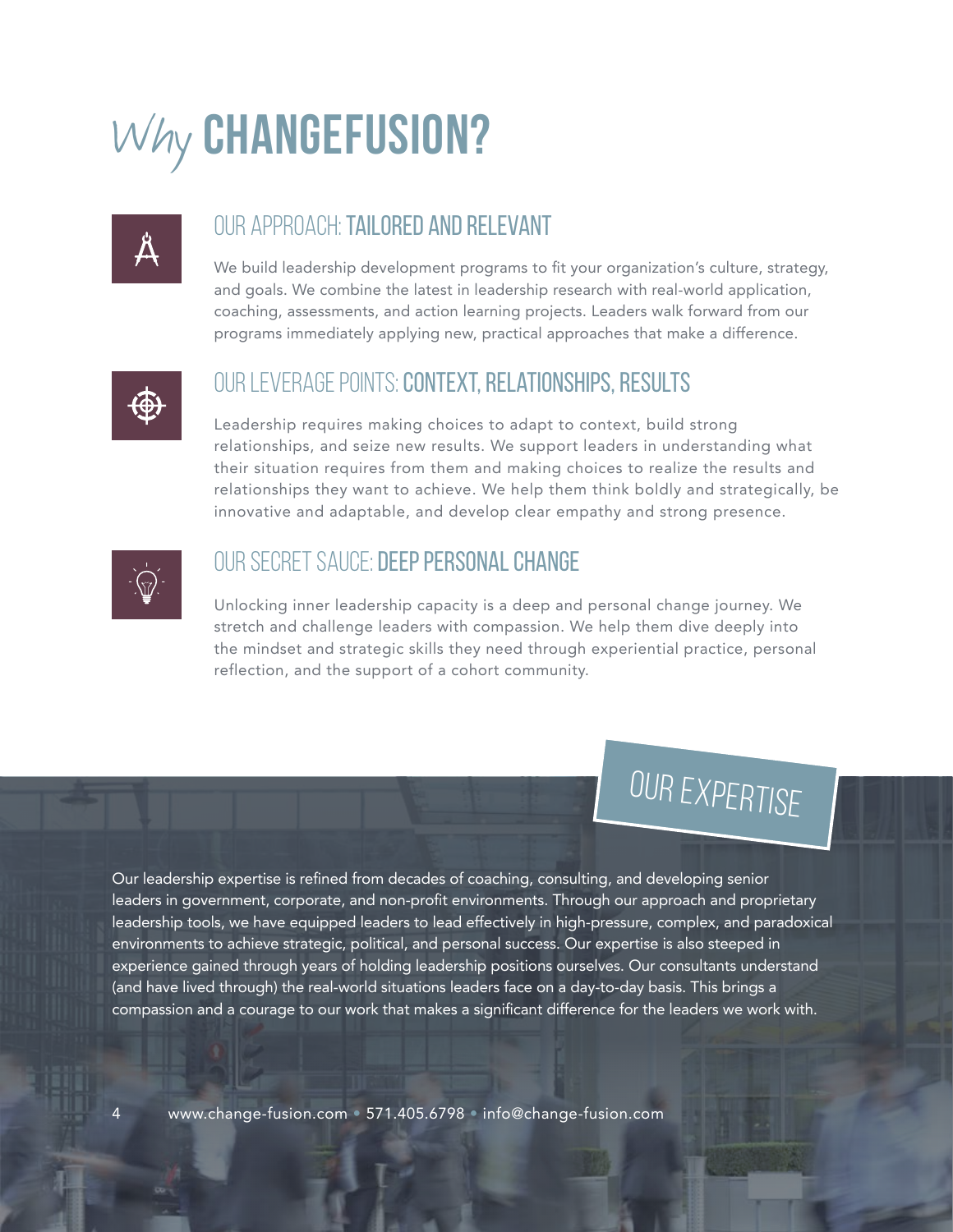# Why CHANGEFUSION?

## OUR APPROACH: TAILORED AND RELEVANT

We build leadership development programs to fit your organization's culture, strategy, and goals. We combine the latest in leadership research with real-world application, coaching, assessments, and action learning projects. Leaders walk forward from our programs immediately applying new, practical approaches that make a difference.

## OUR LEVERAGE POINTS: CONTEXT, RELATIONSHIPS, RESULTS

Leadership requires making choices to adapt to context, build strong relationships, and seize new results. We support leaders in understanding what their situation requires from them and making choices to realize the results and relationships they want to achieve. We help them think boldly and strategically, be innovative and adaptable, and develop clear empathy and strong presence.

## OUR SECRET SAUCE: DEEP PERSONAL CHANGE

Unlocking inner leadership capacity is a deep and personal change journey. We stretch and challenge leaders with compassion. We help them dive deeply into the mindset and strategic skills they need through experiential practice, personal reflection, and the support of a cohort community.

## OUR EXPERTISE

Our leadership expertise is refined from decades of coaching, consulting, and developing senior leaders in government, corporate, and non-profit environments. Through our approach and proprietary leadership tools, we have equipped leaders to lead effectively in high-pressure, complex, and paradoxical environments to achieve strategic, political, and personal success. Our expertise is also steeped in experience gained through years of holding leadership positions ourselves. Our consultants understand (and have lived through) the real-world situations leaders face on a day-to-day basis. This brings a compassion and a courage to our work that makes a significant difference for the leaders we work with.

www.change-fusion.com • 571.405.6798 • info@change-fusion.com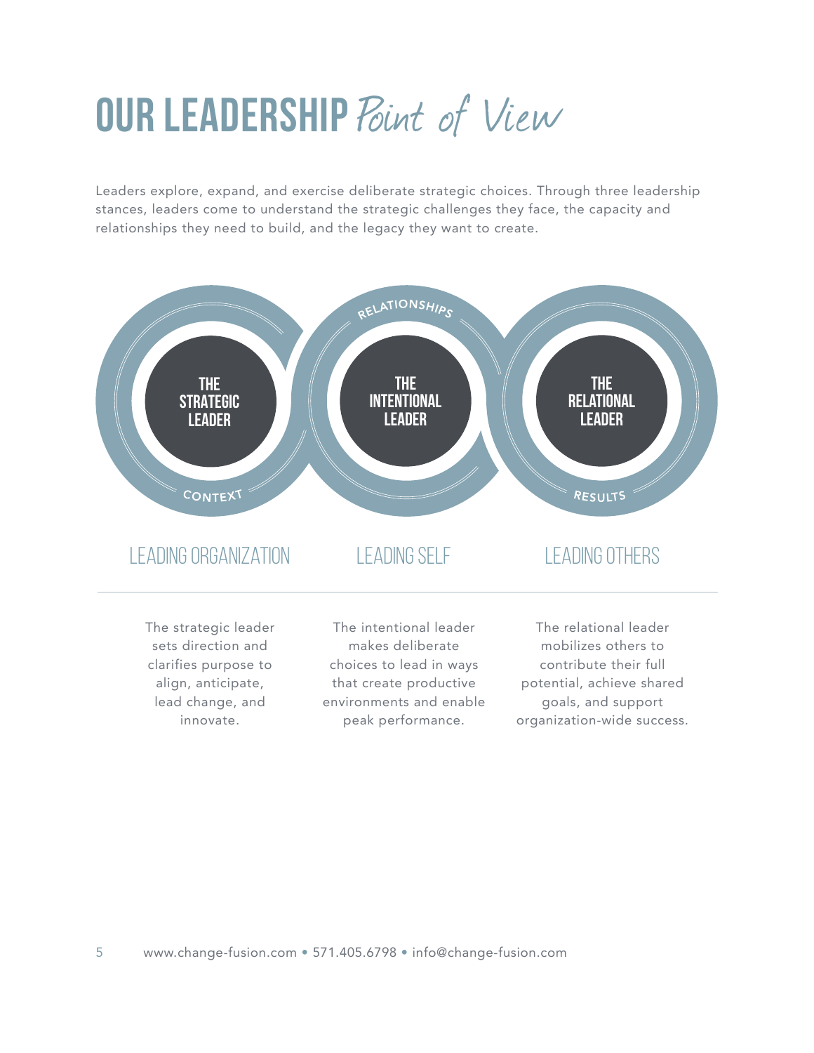# OUR LEADERSHIP *Point of View*

Leaders explore, expand, and exercise deliberate strategic choices. Through three leadership stances, leaders come to understand the strategic challenges they face, the capacity and relationships they need to build, and the legacy they want to create.

**THE STRATEGIC LEADER** — CONTEXT

**THE INTENTIONAL LEADER** — RELATIONSHIPS

**THE RELATIONAL LEADER** — RESULTS

## LEADING ORGANIZATION

The strategic leader sets direction and clarifies purpose to align, anticipate, lead change, and innovate.

## LEADING SELF

The intentional leader makes deliberate choices to lead in ways that create productive environments and enable peak performance.

## LEADING OTHERS

The relational leader mobilizes others to contribute their full potential, achieve shared goals, and support organization-wide success.

www.change-fusion.com • 571.405.6798 • info@change-fusion.com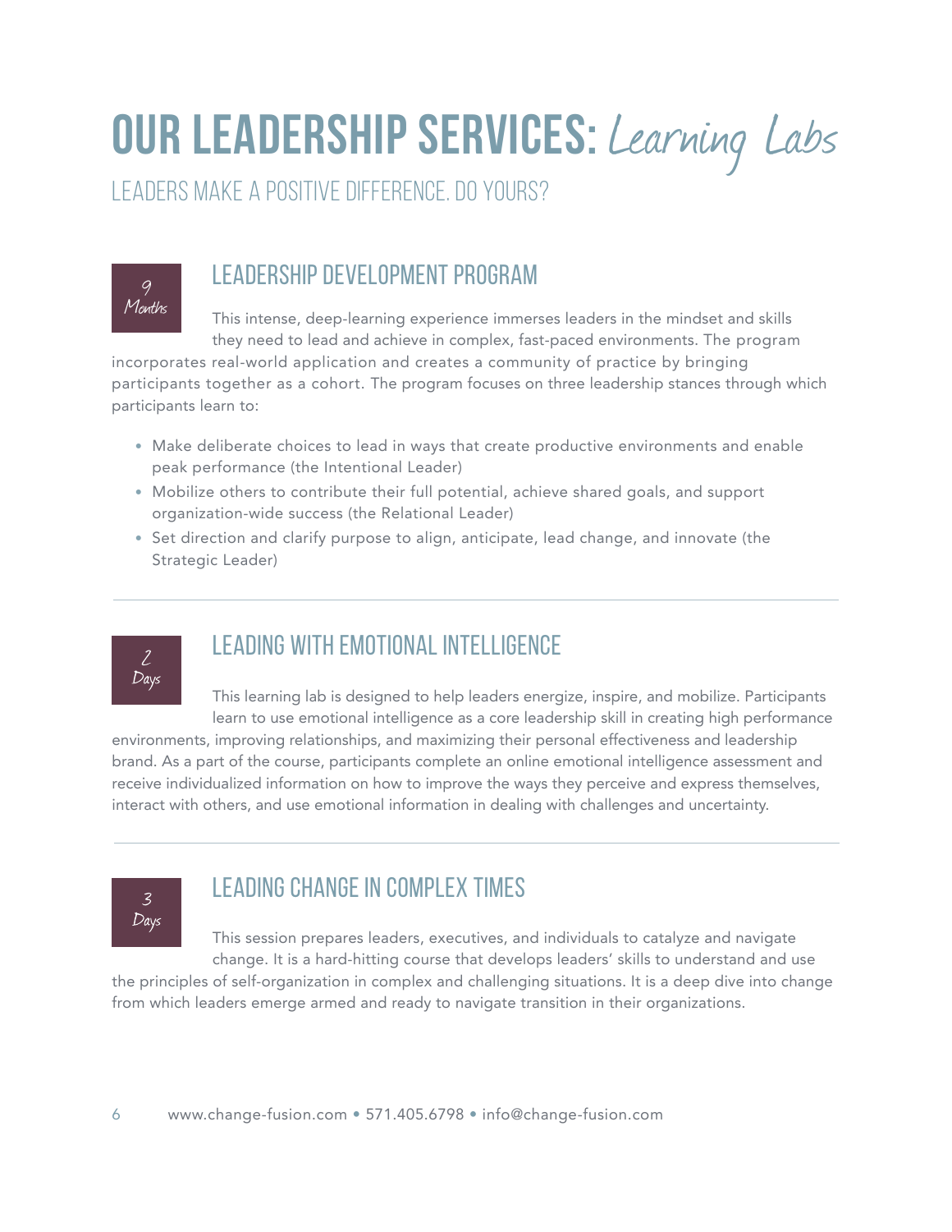# OUR LEADERSHIP SERVICES: *Learning Labs*

LEADERS MAKE A POSITIVE DIFFERENCE. DO YOURS?

*9 Months*

## LEADERSHIP DEVELOPMENT PROGRAM

This intense, deep-learning experience immerses leaders in the mindset and skills they need to lead and achieve in complex, fast-paced environments. The program incorporates real-world application and creates a community of practice by bringing participants together as a cohort. The program focuses on three leadership stances through which participants learn to:

- Make deliberate choices to lead in ways that create productive environments and enable peak performance (the Intentional Leader)
- Mobilize others to contribute their full potential, achieve shared goals, and support organization-wide success (the Relational Leader)
- Set direction and clarify purpose to align, anticipate, lead change, and innovate (the Strategic Leader)

---

*2 Days*

## LEADING WITH EMOTIONAL INTELLIGENCE

This learning lab is designed to help leaders energize, inspire, and mobilize. Participants learn to use emotional intelligence as a core leadership skill in creating high performance environments, improving relationships, and maximizing their personal effectiveness and leadership brand. As a part of the course, participants complete an online emotional intelligence assessment and receive individualized information on how to improve the ways they perceive and express themselves, interact with others, and use emotional information in dealing with challenges and uncertainty.

---

*3 Days*

## LEADING CHANGE IN COMPLEX TIMES

This session prepares leaders, executives, and individuals to catalyze and navigate change. It is a hard-hitting course that develops leaders' skills to understand and use the principles of self-organization in complex and challenging situations. It is a deep dive into change from which leaders emerge armed and ready to navigate transition in their organizations.

www.change-fusion.com • 571.405.6798 • info@change-fusion.com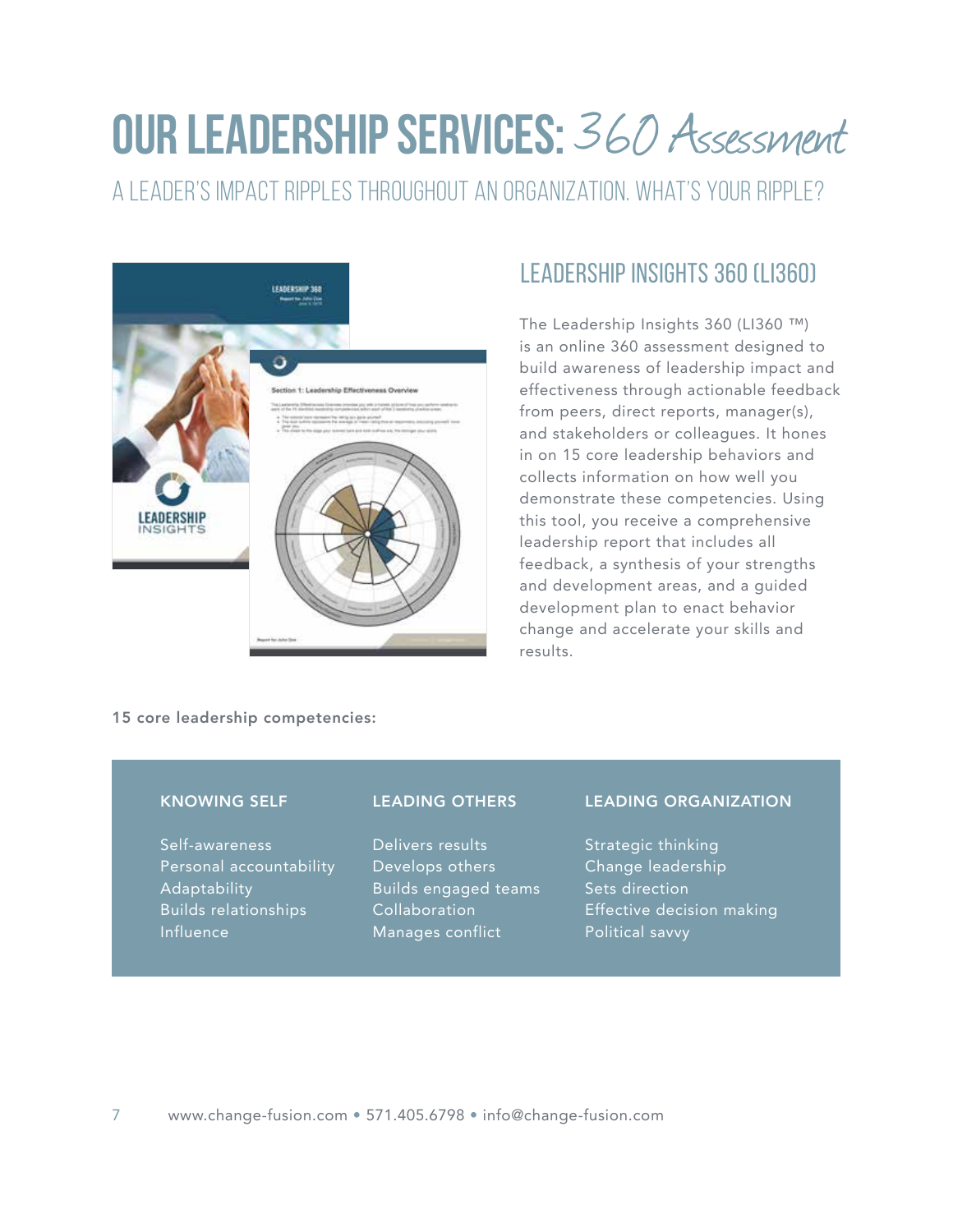# OUR LEADERSHIP SERVICES: *360 Assessment*

A LEADER'S IMPACT RIPPLES THROUGHOUT AN ORGANIZATION. WHAT'S YOUR RIPPLE?

## LEADERSHIP INSIGHTS 360 (LI360)

The Leadership Insights 360 (LI360 ™) is an online 360 assessment designed to build awareness of leadership impact and effectiveness through actionable feedback from peers, direct reports, manager(s), and stakeholders or colleagues. It hones in on 15 core leadership behaviors and collects information on how well you demonstrate these competencies. Using this tool, you receive a comprehensive leadership report that includes all feedback, a synthesis of your strengths and development areas, and a guided development plan to enact behavior change and accelerate your skills and results.

**15 core leadership competencies:**

| KNOWING SELF | LEADING OTHERS | LEADING ORGANIZATION |
|---|---|---|
| Self-awareness | Delivers results | Strategic thinking |
| Personal accountability | Develops others | Change leadership |
| Adaptability | Builds engaged teams | Sets direction |
| Builds relationships | Collaboration | Effective decision making |
| Influence | Manages conflict | Political savvy |

www.change-fusion.com • 571.405.6798 • info@change-fusion.com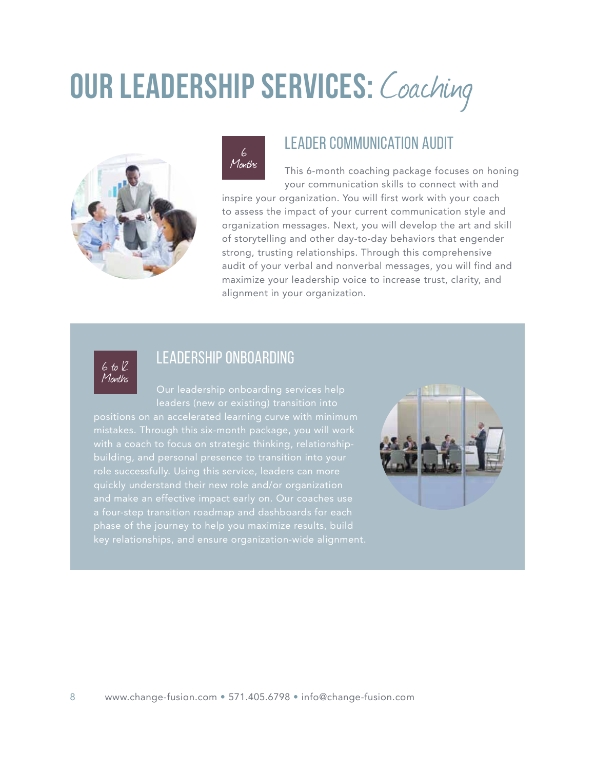# OUR LEADERSHIP SERVICES: *Coaching*

## LEADER COMMUNICATION AUDIT

*6 Months*

This 6-month coaching package focuses on honing your communication skills to connect with and inspire your organization. You will first work with your coach to assess the impact of your current communication style and organization messages. Next, you will develop the art and skill of storytelling and other day-to-day behaviors that engender strong, trusting relationships. Through this comprehensive audit of your verbal and nonverbal messages, you will find and maximize your leadership voice to increase trust, clarity, and alignment in your organization.

## LEADERSHIP ONBOARDING

*6 to 12 Months*

Our leadership onboarding services help leaders (new or existing) transition into positions on an accelerated learning curve with minimum mistakes. Through this six-month package, you will work with a coach to focus on strategic thinking, relationship-building, and personal presence to transition into your role successfully. Using this service, leaders can more quickly understand their new role and/or organization and make an effective impact early on. Our coaches use a four-step transition roadmap and dashboards for each phase of the journey to help you maximize results, build key relationships, and ensure organization-wide alignment.

www.change-fusion.com • 571.405.6798 • info@change-fusion.com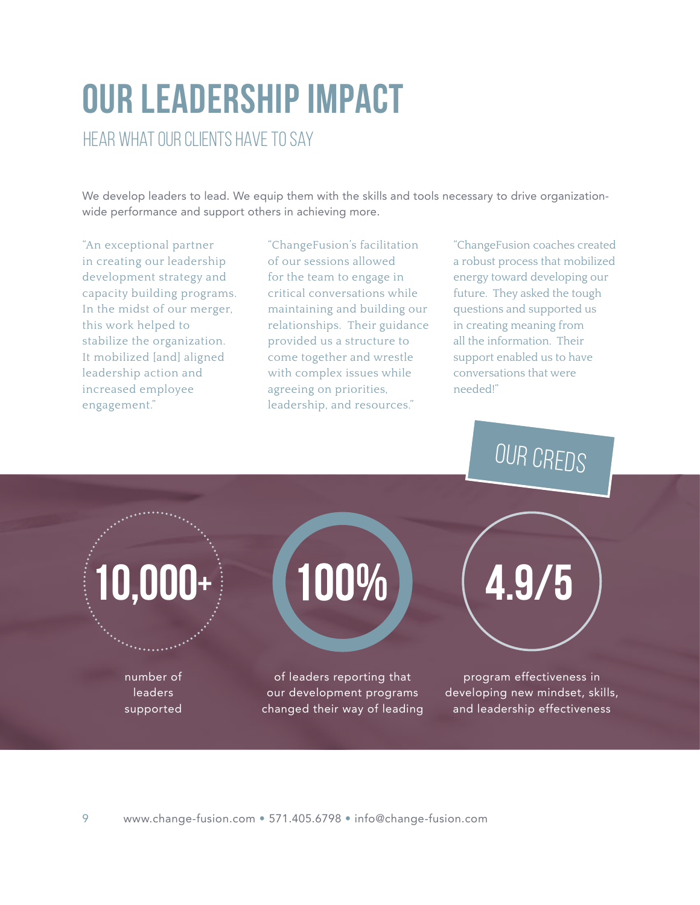# OUR LEADERSHIP IMPACT

## HEAR WHAT OUR CLIENTS HAVE TO SAY

We develop leaders to lead. We equip them with the skills and tools necessary to drive organization-wide performance and support others in achieving more.

"An exceptional partner in creating our leadership development strategy and capacity building programs. In the midst of our merger, this work helped to stabilize the organization. It mobilized [and] aligned leadership action and increased employee engagement."

"ChangeFusion's facilitation of our sessions allowed for the team to engage in critical conversations while maintaining and building our relationships. Their guidance provided us a structure to come together and wrestle with complex issues while agreeing on priorities, leadership, and resources."

"ChangeFusion coaches created a robust process that mobilized energy toward developing our future. They asked the tough questions and supported us in creating meaning from all the information. Their support enabled us to have conversations that were needed!"

## OUR CREDS

**10,000+**
number of leaders supported

**100%**
of leaders reporting that our development programs changed their way of leading

**4.9/5**
program effectiveness in developing new mindset, skills, and leadership effectiveness

www.change-fusion.com • 571.405.6798 • info@change-fusion.com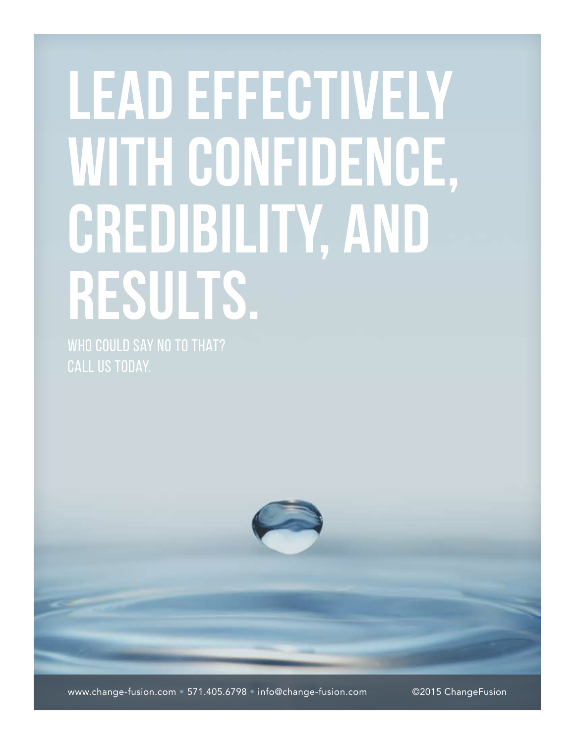# LEAD EFFECTIVELY WITH CONFIDENCE, CREDIBILITY, AND RESULTS.

WHO COULD SAY NO TO THAT?
CALL US TODAY.

www.change-fusion.com • 571.405.6798 • info@change-fusion.com ©2015 ChangeFusion